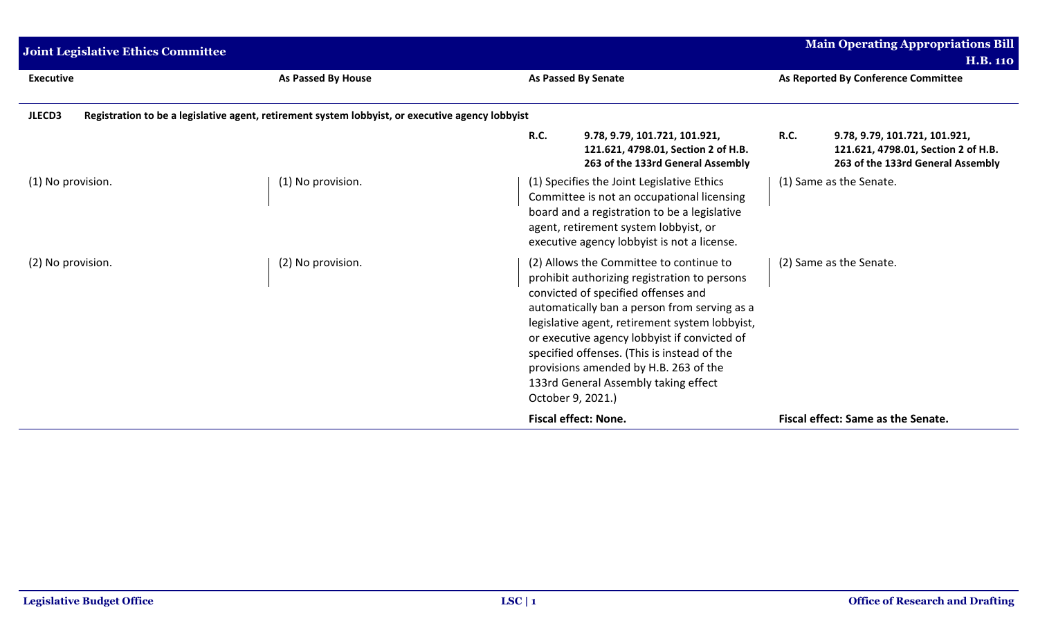**Joint Legislative Ethics Committee** | **Main Operating Appropriations Bill H.B. 110**

| Executive | As Passed By House | As Passed By Senate | As Reported By Conference Committee |
|---|---|---|---|
| **JLECD3** Registration to be a legislative agent, retirement system lobbyist, or executive agency lobbyist | | | |
| | | **R.C.** **9.78, 9.79, 101.721, 101.921, 121.621, 4798.01, Section 2 of H.B. 263 of the 133rd General Assembly** | **R.C.** **9.78, 9.79, 101.721, 101.921, 121.621, 4798.01, Section 2 of H.B. 263 of the 133rd General Assembly** |
| (1) No provision. | (1) No provision. | (1) Specifies the Joint Legislative Ethics Committee is not an occupational licensing board and a registration to be a legislative agent, retirement system lobbyist, or executive agency lobbyist is not a license. | (1) Same as the Senate. |
| (2) No provision. | (2) No provision. | (2) Allows the Committee to continue to prohibit authorizing registration to persons convicted of specified offenses and automatically ban a person from serving as a legislative agent, retirement system lobbyist, or executive agency lobbyist if convicted of specified offenses. (This is instead of the provisions amended by H.B. 263 of the 133rd General Assembly taking effect October 9, 2021.) | (2) Same as the Senate. |
| | | **Fiscal effect: None.** | **Fiscal effect: Same as the Senate.** |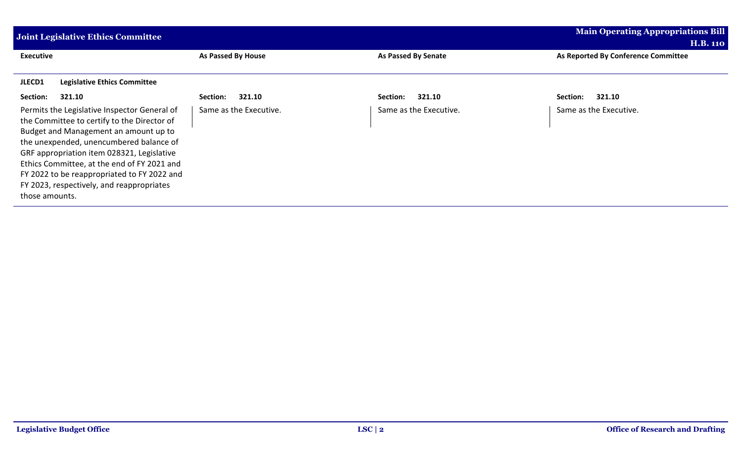## Joint Legislative Ethics Committee

**Main Operating Appropriations Bill H.B. 110**

| Executive | As Passed By House | As Passed By Senate | As Reported By Conference Committee |
|---|---|---|---|
| **JLECD1 Legislative Ethics Committee** | | | |
| **Section: 321.10** | **Section: 321.10** | **Section: 321.10** | **Section: 321.10** |
| Permits the Legislative Inspector General of the Committee to certify to the Director of Budget and Management an amount up to the unexpended, unencumbered balance of GRF appropriation item 028321, Legislative Ethics Committee, at the end of FY 2021 and FY 2022 to be reappropriated to FY 2022 and FY 2023, respectively, and reappropriates those amounts. | Same as the Executive. | Same as the Executive. | Same as the Executive. |